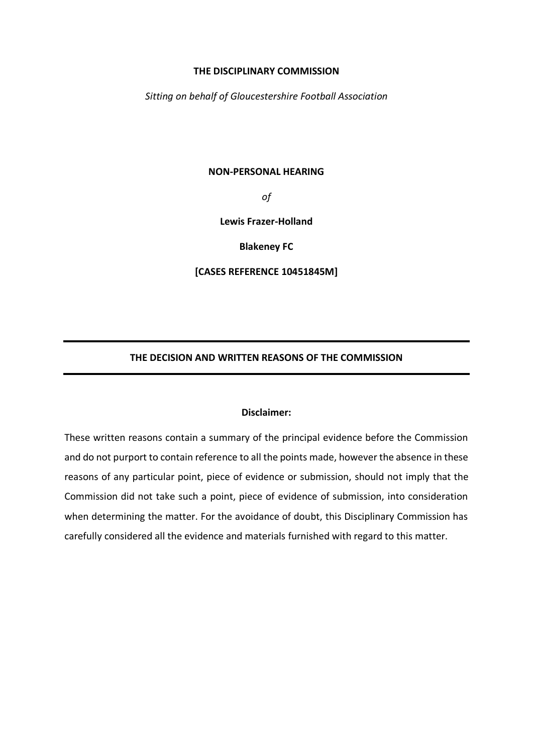**THE DISCIPLINARY COMMISSION**

*Sitting on behalf of Gloucestershire Football Association*

**NON-PERSONAL HEARING**

*of*

**Lewis Frazer-Holland**

**Blakeney FC**

**[CASES REFERENCE 10451845M]**

---

**THE DECISION AND WRITTEN REASONS OF THE COMMISSION**

---

**Disclaimer:**

These written reasons contain a summary of the principal evidence before the Commission and do not purport to contain reference to all the points made, however the absence in these reasons of any particular point, piece of evidence or submission, should not imply that the Commission did not take such a point, piece of evidence of submission, into consideration when determining the matter. For the avoidance of doubt, this Disciplinary Commission has carefully considered all the evidence and materials furnished with regard to this matter.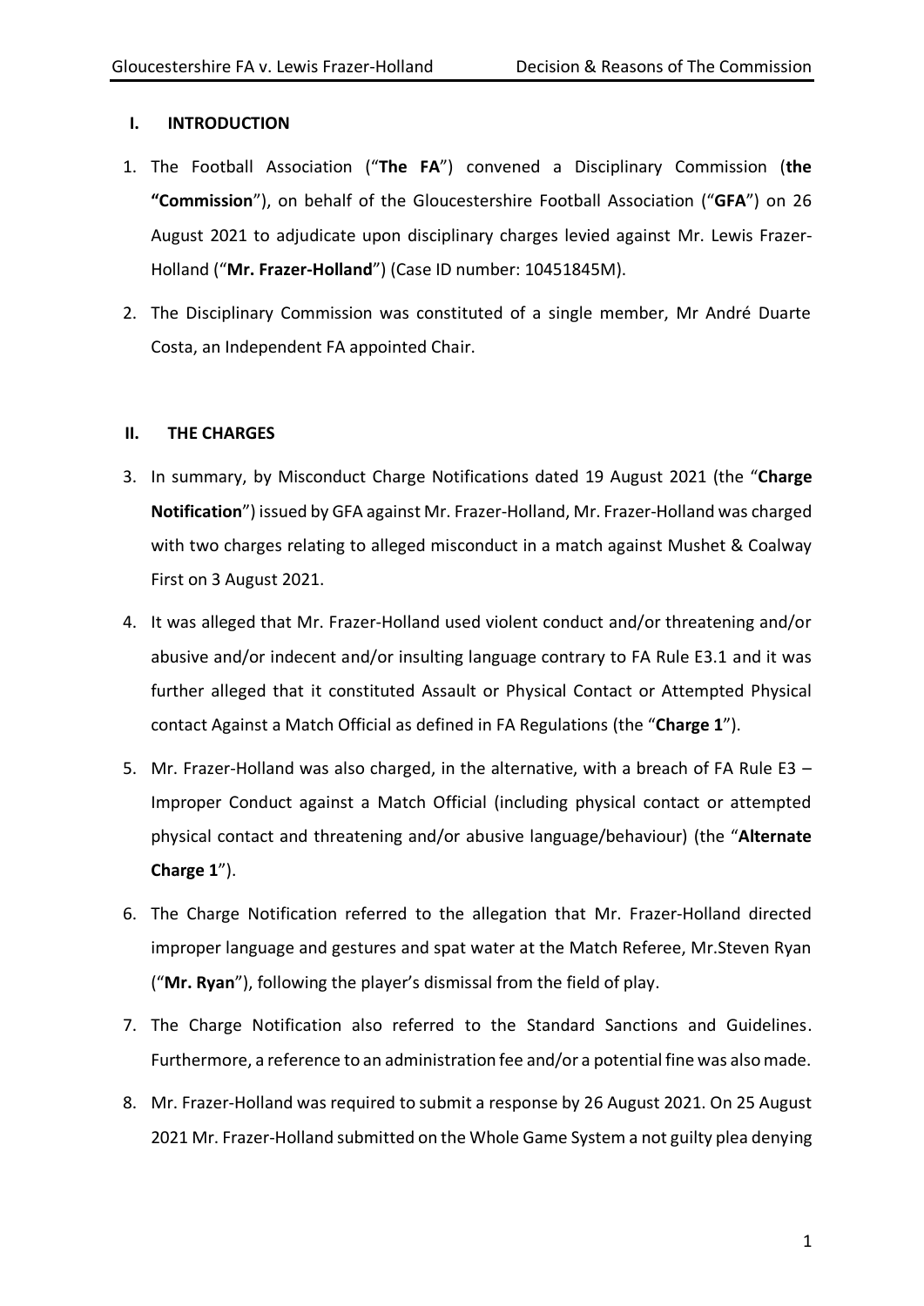## I. INTRODUCTION

1. The Football Association ("**The FA**") convened a Disciplinary Commission (**the "Commission**"), on behalf of the Gloucestershire Football Association ("**GFA**") on 26 August 2021 to adjudicate upon disciplinary charges levied against Mr. Lewis Frazer-Holland ("**Mr. Frazer-Holland**") (Case ID number: 10451845M).
2. The Disciplinary Commission was constituted of a single member, Mr André Duarte Costa, an Independent FA appointed Chair.

## II. THE CHARGES

3. In summary, by Misconduct Charge Notifications dated 19 August 2021 (the "**Charge Notification**") issued by GFA against Mr. Frazer-Holland, Mr. Frazer-Holland was charged with two charges relating to alleged misconduct in a match against Mushet & Coalway First on 3 August 2021.
4. It was alleged that Mr. Frazer-Holland used violent conduct and/or threatening and/or abusive and/or indecent and/or insulting language contrary to FA Rule E3.1 and it was further alleged that it constituted Assault or Physical Contact or Attempted Physical contact Against a Match Official as defined in FA Regulations (the "**Charge 1**").
5. Mr. Frazer-Holland was also charged, in the alternative, with a breach of FA Rule E3 – Improper Conduct against a Match Official (including physical contact or attempted physical contact and threatening and/or abusive language/behaviour) (the "**Alternate Charge 1**").
6. The Charge Notification referred to the allegation that Mr. Frazer-Holland directed improper language and gestures and spat water at the Match Referee, Mr.Steven Ryan ("**Mr. Ryan**"), following the player's dismissal from the field of play.
7. The Charge Notification also referred to the Standard Sanctions and Guidelines. Furthermore, a reference to an administration fee and/or a potential fine was also made.
8. Mr. Frazer-Holland was required to submit a response by 26 August 2021. On 25 August 2021 Mr. Frazer-Holland submitted on the Whole Game System a not guilty plea denying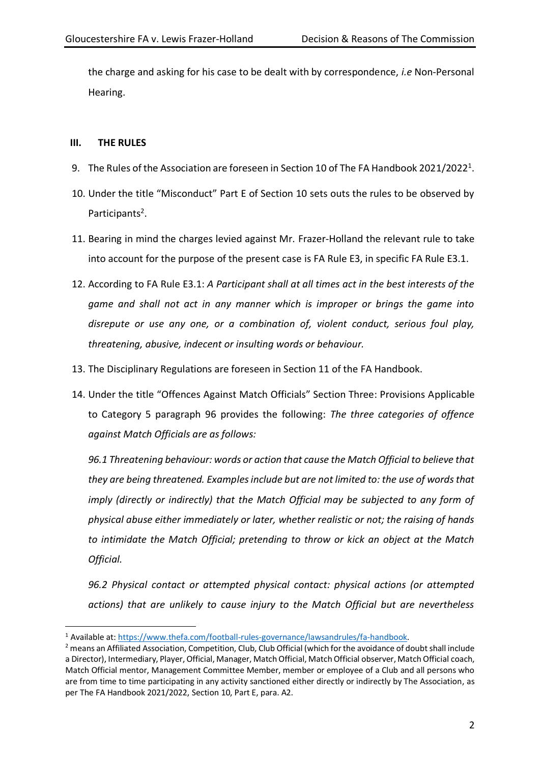the charge and asking for his case to be dealt with by correspondence, *i.e* Non-Personal Hearing.

## III. THE RULES

9. The Rules of the Association are foreseen in Section 10 of The FA Handbook 2021/2022[1].

10. Under the title "Misconduct" Part E of Section 10 sets outs the rules to be observed by Participants[2].

11. Bearing in mind the charges levied against Mr. Frazer-Holland the relevant rule to take into account for the purpose of the present case is FA Rule E3, in specific FA Rule E3.1.

12. According to FA Rule E3.1: *A Participant shall at all times act in the best interests of the game and shall not act in any manner which is improper or brings the game into disrepute or use any one, or a combination of, violent conduct, serious foul play, threatening, abusive, indecent or insulting words or behaviour.*

13. The Disciplinary Regulations are foreseen in Section 11 of the FA Handbook.

14. Under the title "Offences Against Match Officials" Section Three: Provisions Applicable to Category 5 paragraph 96 provides the following: *The three categories of offence against Match Officials are as follows:*

    *96.1 Threatening behaviour: words or action that cause the Match Official to believe that they are being threatened. Examples include but are not limited to: the use of words that imply (directly or indirectly) that the Match Official may be subjected to any form of physical abuse either immediately or later, whether realistic or not; the raising of hands to intimidate the Match Official; pretending to throw or kick an object at the Match Official.*

    *96.2 Physical contact or attempted physical contact: physical actions (or attempted actions) that are unlikely to cause injury to the Match Official but are nevertheless*

---

[1] Available at: https://www.thefa.com/football-rules-governance/lawsandrules/fa-handbook.

[2] means an Affiliated Association, Competition, Club, Club Official (which for the avoidance of doubt shall include a Director), Intermediary, Player, Official, Manager, Match Official, Match Official observer, Match Official coach, Match Official mentor, Management Committee Member, member or employee of a Club and all persons who are from time to time participating in any activity sanctioned either directly or indirectly by The Association, as per The FA Handbook 2021/2022, Section 10, Part E, para. A2.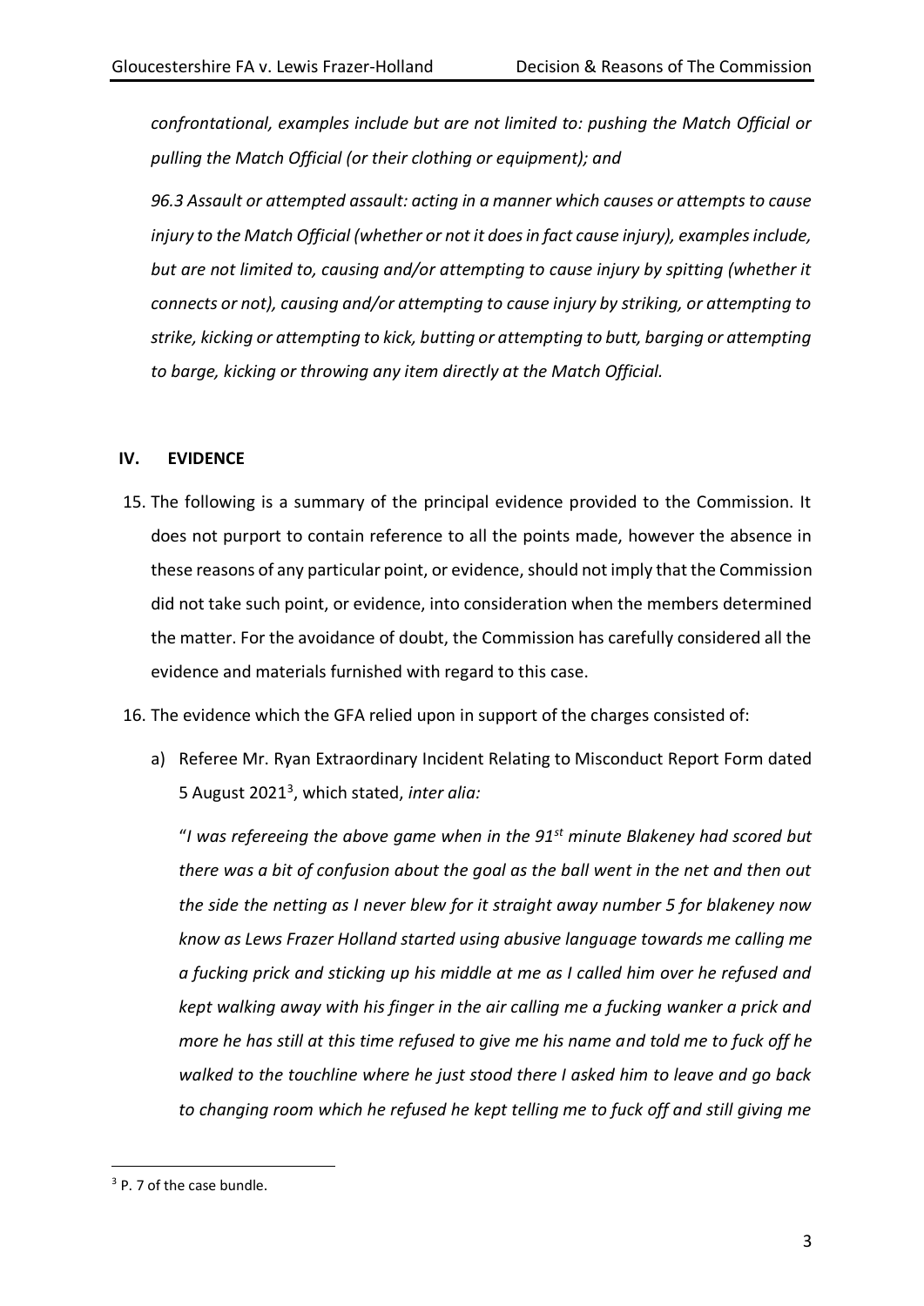*confrontational, examples include but are not limited to: pushing the Match Official or pulling the Match Official (or their clothing or equipment); and*

*96.3 Assault or attempted assault: acting in a manner which causes or attempts to cause injury to the Match Official (whether or not it does in fact cause injury), examples include, but are not limited to, causing and/or attempting to cause injury by spitting (whether it connects or not), causing and/or attempting to cause injury by striking, or attempting to strike, kicking or attempting to kick, butting or attempting to butt, barging or attempting to barge, kicking or throwing any item directly at the Match Official.*

## IV. EVIDENCE

15. The following is a summary of the principal evidence provided to the Commission. It does not purport to contain reference to all the points made, however the absence in these reasons of any particular point, or evidence, should not imply that the Commission did not take such point, or evidence, into consideration when the members determined the matter. For the avoidance of doubt, the Commission has carefully considered all the evidence and materials furnished with regard to this case.

16. The evidence which the GFA relied upon in support of the charges consisted of:

    a) Referee Mr. Ryan Extraordinary Incident Relating to Misconduct Report Form dated 5 August 2021[3], which stated, *inter alia:*

    "*I was refereeing the above game when in the 91st minute Blakeney had scored but there was a bit of confusion about the goal as the ball went in the net and then out the side the netting as I never blew for it straight away number 5 for blakeney now know as Lews Frazer Holland started using abusive language towards me calling me a fucking prick and sticking up his middle at me as I called him over he refused and kept walking away with his finger in the air calling me a fucking wanker a prick and more he has still at this time refused to give me his name and told me to fuck off he walked to the touchline where he just stood there I asked him to leave and go back to changing room which he refused he kept telling me to fuck off and still giving me*

---

[3] P. 7 of the case bundle.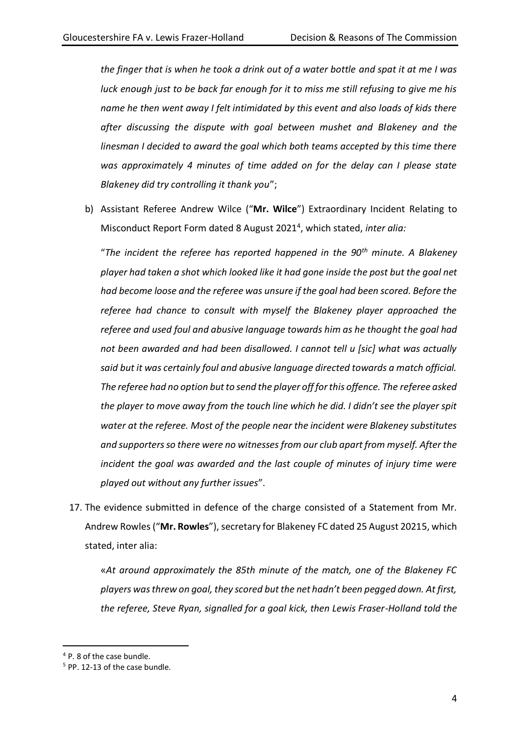*the finger that is when he took a drink out of a water bottle and spat it at me I was luck enough just to be back far enough for it to miss me still refusing to give me his name he then went away I felt intimidated by this event and also loads of kids there after discussing the dispute with goal between mushet and Blakeney and the linesman I decided to award the goal which both teams accepted by this time there was approximately 4 minutes of time added on for the delay can I please state Blakeney did try controlling it thank you*";

b) Assistant Referee Andrew Wilce ("**Mr. Wilce**") Extraordinary Incident Relating to Misconduct Report Form dated 8 August 2021[4], which stated, *inter alia:*

"*The incident the referee has reported happened in the 90th minute. A Blakeney player had taken a shot which looked like it had gone inside the post but the goal net had become loose and the referee was unsure if the goal had been scored. Before the referee had chance to consult with myself the Blakeney player approached the referee and used foul and abusive language towards him as he thought the goal had not been awarded and had been disallowed. I cannot tell u [sic] what was actually said but it was certainly foul and abusive language directed towards a match official. The referee had no option but to send the player off for this offence. The referee asked the player to move away from the touch line which he did. I didn't see the player spit water at the referee. Most of the people near the incident were Blakeney substitutes and supporters so there were no witnesses from our club apart from myself. After the incident the goal was awarded and the last couple of minutes of injury time were played out without any further issues*".

17. The evidence submitted in defence of the charge consisted of a Statement from Mr. Andrew Rowles ("**Mr. Rowles**"), secretary for Blakeney FC dated 25 August 2021[5], which stated, inter alia:

«*At around approximately the 85th minute of the match, one of the Blakeney FC players was threw on goal, they scored but the net hadn't been pegged down. At first, the referee, Steve Ryan, signalled for a goal kick, then Lewis Fraser-Holland told the*

---

[4] P. 8 of the case bundle.

[5] PP. 12-13 of the case bundle.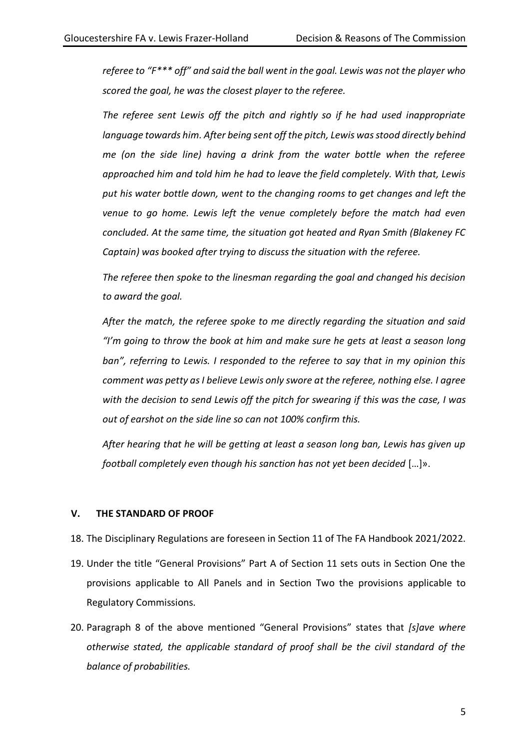*referee to "F\*\*\* off" and said the ball went in the goal. Lewis was not the player who scored the goal, he was the closest player to the referee.*

*The referee sent Lewis off the pitch and rightly so if he had used inappropriate language towards him. After being sent off the pitch, Lewis was stood directly behind me (on the side line) having a drink from the water bottle when the referee approached him and told him he had to leave the field completely. With that, Lewis put his water bottle down, went to the changing rooms to get changes and left the venue to go home. Lewis left the venue completely before the match had even concluded. At the same time, the situation got heated and Ryan Smith (Blakeney FC Captain) was booked after trying to discuss the situation with the referee.*

*The referee then spoke to the linesman regarding the goal and changed his decision to award the goal.*

*After the match, the referee spoke to me directly regarding the situation and said "I'm going to throw the book at him and make sure he gets at least a season long ban", referring to Lewis. I responded to the referee to say that in my opinion this comment was petty as I believe Lewis only swore at the referee, nothing else. I agree with the decision to send Lewis off the pitch for swearing if this was the case, I was out of earshot on the side line so can not 100% confirm this.*

*After hearing that he will be getting at least a season long ban, Lewis has given up football completely even though his sanction has not yet been decided* […]».

## V. THE STANDARD OF PROOF

18. The Disciplinary Regulations are foreseen in Section 11 of The FA Handbook 2021/2022.
19. Under the title "General Provisions" Part A of Section 11 sets outs in Section One the provisions applicable to All Panels and in Section Two the provisions applicable to Regulatory Commissions.
20. Paragraph 8 of the above mentioned "General Provisions" states that *[s]ave where otherwise stated, the applicable standard of proof shall be the civil standard of the balance of probabilities.*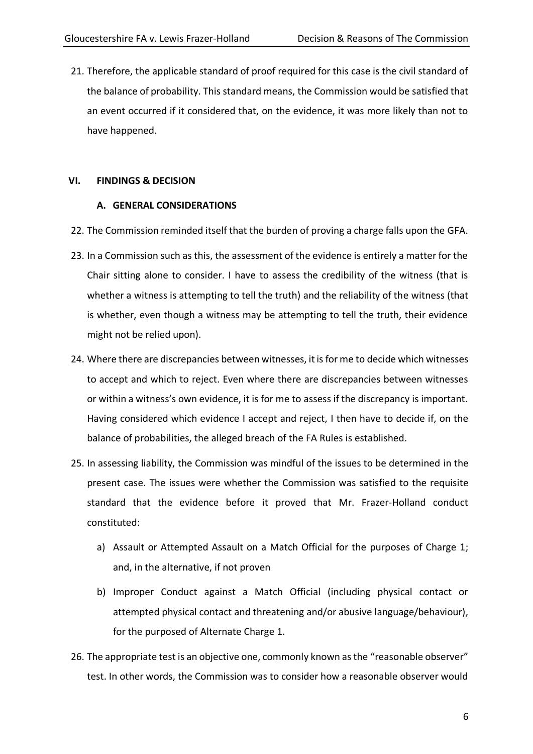21. Therefore, the applicable standard of proof required for this case is the civil standard of the balance of probability. This standard means, the Commission would be satisfied that an event occurred if it considered that, on the evidence, it was more likely than not to have happened.

## VI. FINDINGS & DECISION

### A. GENERAL CONSIDERATIONS

22. The Commission reminded itself that the burden of proving a charge falls upon the GFA.

23. In a Commission such as this, the assessment of the evidence is entirely a matter for the Chair sitting alone to consider. I have to assess the credibility of the witness (that is whether a witness is attempting to tell the truth) and the reliability of the witness (that is whether, even though a witness may be attempting to tell the truth, their evidence might not be relied upon).

24. Where there are discrepancies between witnesses, it is for me to decide which witnesses to accept and which to reject. Even where there are discrepancies between witnesses or within a witness's own evidence, it is for me to assess if the discrepancy is important. Having considered which evidence I accept and reject, I then have to decide if, on the balance of probabilities, the alleged breach of the FA Rules is established.

25. In assessing liability, the Commission was mindful of the issues to be determined in the present case. The issues were whether the Commission was satisfied to the requisite standard that the evidence before it proved that Mr. Frazer-Holland conduct constituted:

    a) Assault or Attempted Assault on a Match Official for the purposes of Charge 1; and, in the alternative, if not proven

    b) Improper Conduct against a Match Official (including physical contact or attempted physical contact and threatening and/or abusive language/behaviour), for the purposed of Alternate Charge 1.

26. The appropriate test is an objective one, commonly known as the "reasonable observer" test. In other words, the Commission was to consider how a reasonable observer would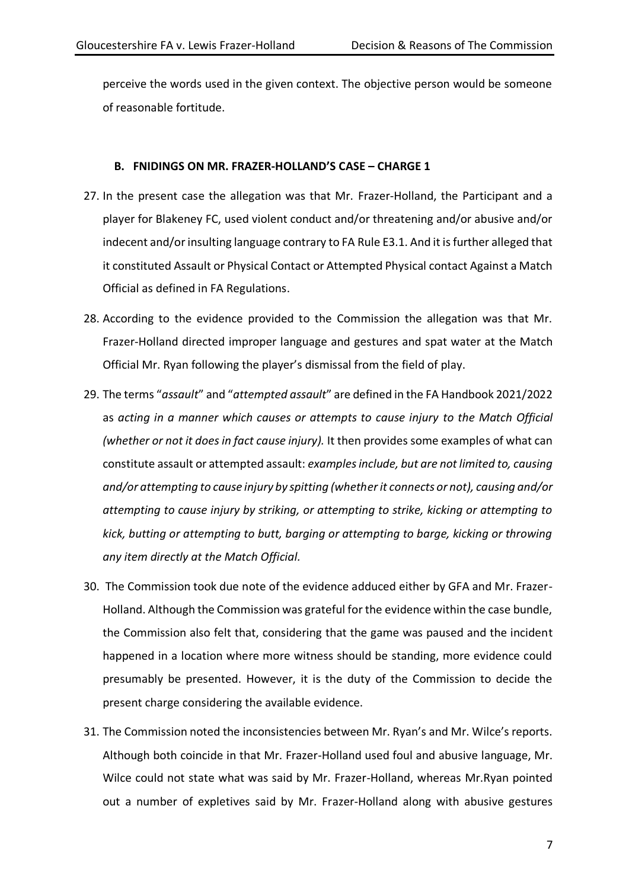perceive the words used in the given context. The objective person would be someone of reasonable fortitude.

### B. FNIDINGS ON MR. FRAZER-HOLLAND'S CASE – CHARGE 1

27. In the present case the allegation was that Mr. Frazer-Holland, the Participant and a player for Blakeney FC, used violent conduct and/or threatening and/or abusive and/or indecent and/or insulting language contrary to FA Rule E3.1. And it is further alleged that it constituted Assault or Physical Contact or Attempted Physical contact Against a Match Official as defined in FA Regulations.

28. According to the evidence provided to the Commission the allegation was that Mr. Frazer-Holland directed improper language and gestures and spat water at the Match Official Mr. Ryan following the player's dismissal from the field of play.

29. The terms "*assault*" and "*attempted assault*" are defined in the FA Handbook 2021/2022 as *acting in a manner which causes or attempts to cause injury to the Match Official (whether or not it does in fact cause injury).* It then provides some examples of what can constitute assault or attempted assault: *examples include, but are not limited to, causing and/or attempting to cause injury by spitting (whether it connects or not), causing and/or attempting to cause injury by striking, or attempting to strike, kicking or attempting to kick, butting or attempting to butt, barging or attempting to barge, kicking or throwing any item directly at the Match Official.*

30. The Commission took due note of the evidence adduced either by GFA and Mr. Frazer-Holland. Although the Commission was grateful for the evidence within the case bundle, the Commission also felt that, considering that the game was paused and the incident happened in a location where more witness should be standing, more evidence could presumably be presented. However, it is the duty of the Commission to decide the present charge considering the available evidence.

31. The Commission noted the inconsistencies between Mr. Ryan's and Mr. Wilce's reports. Although both coincide in that Mr. Frazer-Holland used foul and abusive language, Mr. Wilce could not state what was said by Mr. Frazer-Holland, whereas Mr.Ryan pointed out a number of expletives said by Mr. Frazer-Holland along with abusive gestures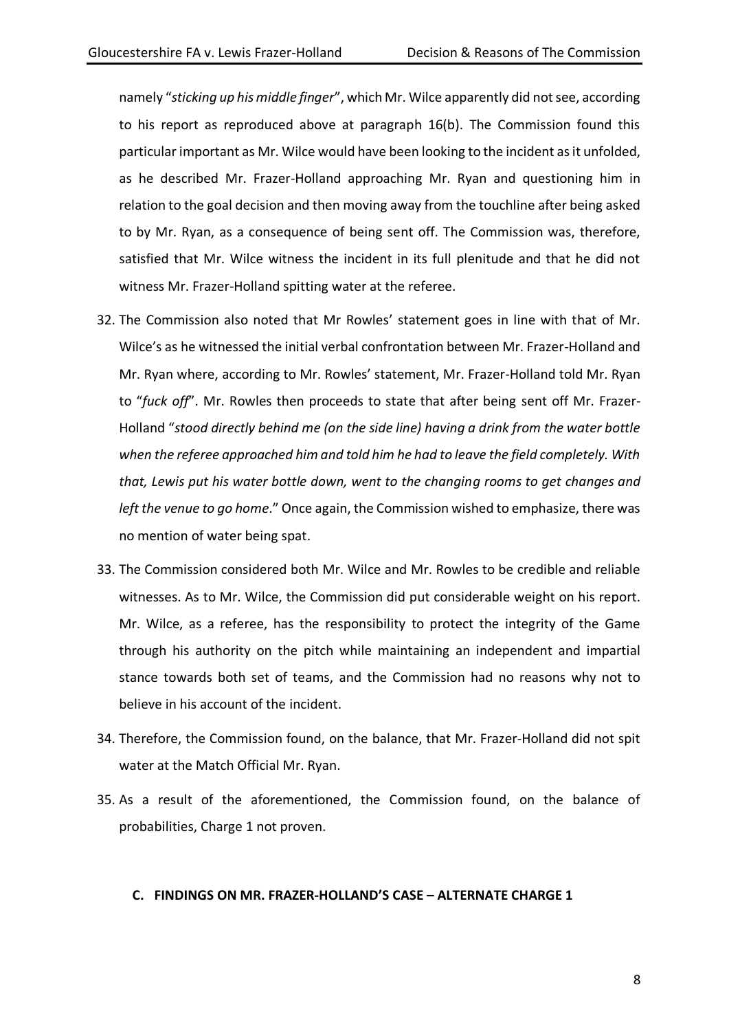namely "*sticking up his middle finger*", which Mr. Wilce apparently did not see, according to his report as reproduced above at paragraph 16(b). The Commission found this particular important as Mr. Wilce would have been looking to the incident as it unfolded, as he described Mr. Frazer-Holland approaching Mr. Ryan and questioning him in relation to the goal decision and then moving away from the touchline after being asked to by Mr. Ryan, as a consequence of being sent off. The Commission was, therefore, satisfied that Mr. Wilce witness the incident in its full plenitude and that he did not witness Mr. Frazer-Holland spitting water at the referee.

32. The Commission also noted that Mr Rowles' statement goes in line with that of Mr. Wilce's as he witnessed the initial verbal confrontation between Mr. Frazer-Holland and Mr. Ryan where, according to Mr. Rowles' statement, Mr. Frazer-Holland told Mr. Ryan to "*fuck off*". Mr. Rowles then proceeds to state that after being sent off Mr. Frazer-Holland "*stood directly behind me (on the side line) having a drink from the water bottle when the referee approached him and told him he had to leave the field completely. With that, Lewis put his water bottle down, went to the changing rooms to get changes and left the venue to go home*." Once again, the Commission wished to emphasize, there was no mention of water being spat.

33. The Commission considered both Mr. Wilce and Mr. Rowles to be credible and reliable witnesses. As to Mr. Wilce, the Commission did put considerable weight on his report. Mr. Wilce, as a referee, has the responsibility to protect the integrity of the Game through his authority on the pitch while maintaining an independent and impartial stance towards both set of teams, and the Commission had no reasons why not to believe in his account of the incident.

34. Therefore, the Commission found, on the balance, that Mr. Frazer-Holland did not spit water at the Match Official Mr. Ryan.

35. As a result of the aforementioned, the Commission found, on the balance of probabilities, Charge 1 not proven.

### C. FINDINGS ON MR. FRAZER-HOLLAND'S CASE – ALTERNATE CHARGE 1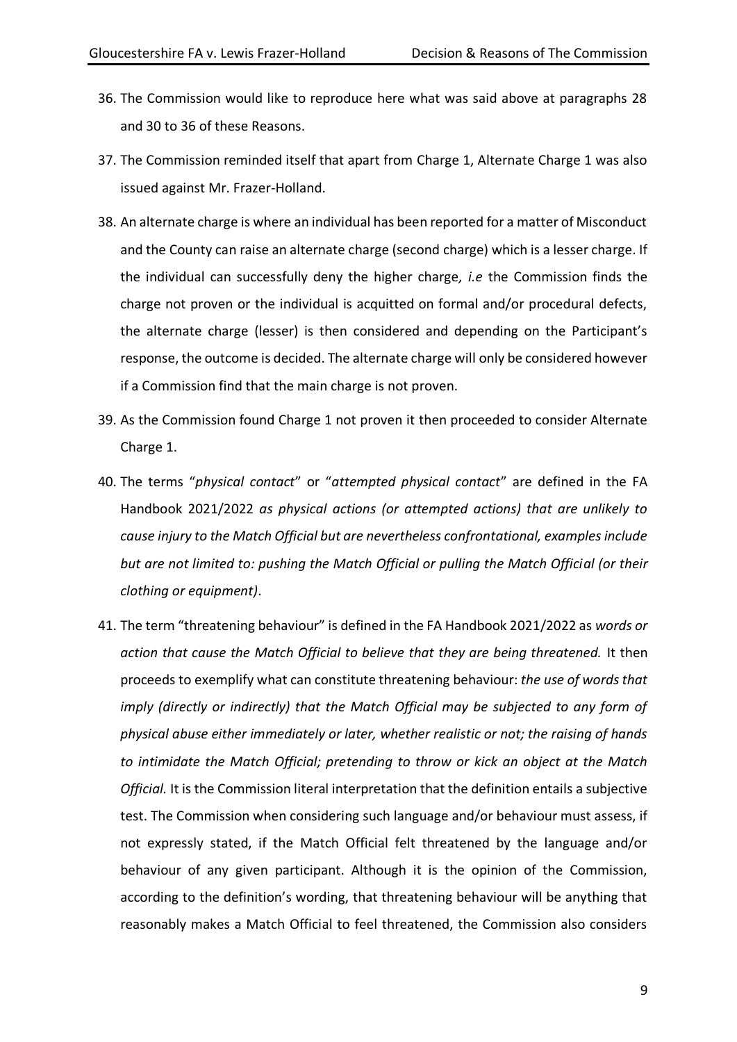36. The Commission would like to reproduce here what was said above at paragraphs 28 and 30 to 36 of these Reasons.

37. The Commission reminded itself that apart from Charge 1, Alternate Charge 1 was also issued against Mr. Frazer-Holland.

38. An alternate charge is where an individual has been reported for a matter of Misconduct and the County can raise an alternate charge (second charge) which is a lesser charge. If the individual can successfully deny the higher charge*, i.e* the Commission finds the charge not proven or the individual is acquitted on formal and/or procedural defects, the alternate charge (lesser) is then considered and depending on the Participant's response, the outcome is decided. The alternate charge will only be considered however if a Commission find that the main charge is not proven.

39. As the Commission found Charge 1 not proven it then proceeded to consider Alternate Charge 1.

40. The terms "*physical contact*" or "*attempted physical contact*" are defined in the FA Handbook 2021/2022 *as physical actions (or attempted actions) that are unlikely to cause injury to the Match Official but are nevertheless confrontational, examples include but are not limited to: pushing the Match Official or pulling the Match Official (or their clothing or equipment)*.

41. The term "threatening behaviour" is defined in the FA Handbook 2021/2022 as *words or action that cause the Match Official to believe that they are being threatened.* It then proceeds to exemplify what can constitute threatening behaviour: *the use of words that imply (directly or indirectly) that the Match Official may be subjected to any form of physical abuse either immediately or later, whether realistic or not; the raising of hands to intimidate the Match Official; pretending to throw or kick an object at the Match Official.* It is the Commission literal interpretation that the definition entails a subjective test. The Commission when considering such language and/or behaviour must assess, if not expressly stated, if the Match Official felt threatened by the language and/or behaviour of any given participant. Although it is the opinion of the Commission, according to the definition's wording, that threatening behaviour will be anything that reasonably makes a Match Official to feel threatened, the Commission also considers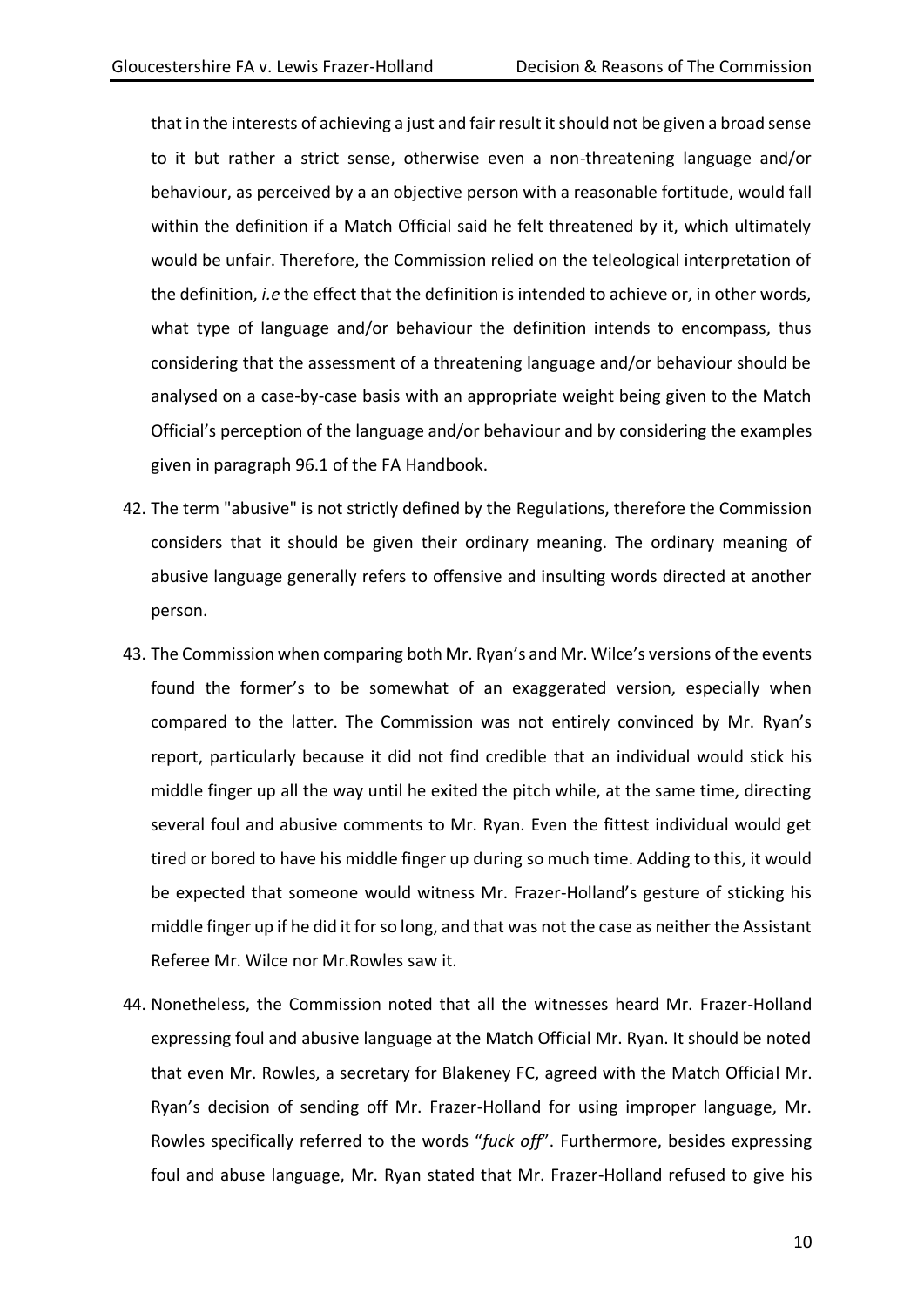that in the interests of achieving a just and fair result it should not be given a broad sense to it but rather a strict sense, otherwise even a non-threatening language and/or behaviour, as perceived by a an objective person with a reasonable fortitude, would fall within the definition if a Match Official said he felt threatened by it, which ultimately would be unfair. Therefore, the Commission relied on the teleological interpretation of the definition, *i.e* the effect that the definition is intended to achieve or, in other words, what type of language and/or behaviour the definition intends to encompass, thus considering that the assessment of a threatening language and/or behaviour should be analysed on a case-by-case basis with an appropriate weight being given to the Match Official's perception of the language and/or behaviour and by considering the examples given in paragraph 96.1 of the FA Handbook.

42. The term "abusive" is not strictly defined by the Regulations, therefore the Commission considers that it should be given their ordinary meaning. The ordinary meaning of abusive language generally refers to offensive and insulting words directed at another person.

43. The Commission when comparing both Mr. Ryan's and Mr. Wilce's versions of the events found the former's to be somewhat of an exaggerated version, especially when compared to the latter. The Commission was not entirely convinced by Mr. Ryan's report, particularly because it did not find credible that an individual would stick his middle finger up all the way until he exited the pitch while, at the same time, directing several foul and abusive comments to Mr. Ryan. Even the fittest individual would get tired or bored to have his middle finger up during so much time. Adding to this, it would be expected that someone would witness Mr. Frazer-Holland's gesture of sticking his middle finger up if he did it for so long, and that was not the case as neither the Assistant Referee Mr. Wilce nor Mr.Rowles saw it.

44. Nonetheless, the Commission noted that all the witnesses heard Mr. Frazer-Holland expressing foul and abusive language at the Match Official Mr. Ryan. It should be noted that even Mr. Rowles, a secretary for Blakeney FC, agreed with the Match Official Mr. Ryan's decision of sending off Mr. Frazer-Holland for using improper language, Mr. Rowles specifically referred to the words "*fuck off*". Furthermore, besides expressing foul and abuse language, Mr. Ryan stated that Mr. Frazer-Holland refused to give his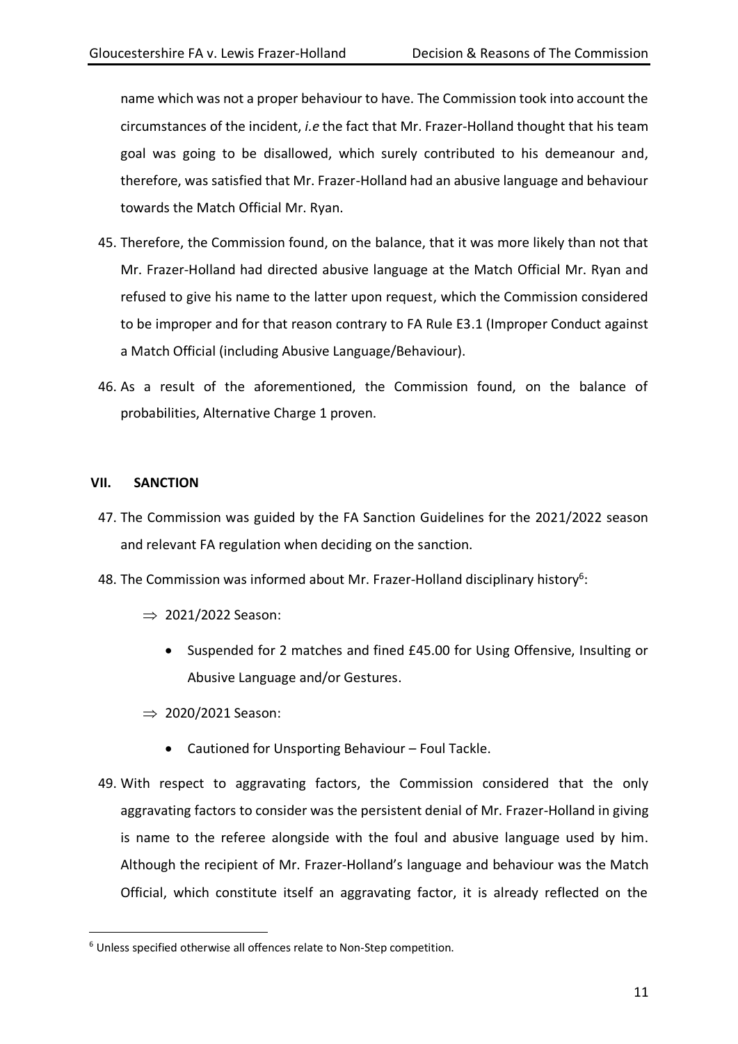name which was not a proper behaviour to have. The Commission took into account the circumstances of the incident, *i.e* the fact that Mr. Frazer-Holland thought that his team goal was going to be disallowed, which surely contributed to his demeanour and, therefore, was satisfied that Mr. Frazer-Holland had an abusive language and behaviour towards the Match Official Mr. Ryan.

45. Therefore, the Commission found, on the balance, that it was more likely than not that Mr. Frazer-Holland had directed abusive language at the Match Official Mr. Ryan and refused to give his name to the latter upon request, which the Commission considered to be improper and for that reason contrary to FA Rule E3.1 (Improper Conduct against a Match Official (including Abusive Language/Behaviour).

46. As a result of the aforementioned, the Commission found, on the balance of probabilities, Alternative Charge 1 proven.

## VII. SANCTION

47. The Commission was guided by the FA Sanction Guidelines for the 2021/2022 season and relevant FA regulation when deciding on the sanction.

48. The Commission was informed about Mr. Frazer-Holland disciplinary history[6]:

   ⇒ 2021/2022 Season:

   - Suspended for 2 matches and fined £45.00 for Using Offensive, Insulting or Abusive Language and/or Gestures.

   ⇒ 2020/2021 Season:

   - Cautioned for Unsporting Behaviour – Foul Tackle.

49. With respect to aggravating factors, the Commission considered that the only aggravating factors to consider was the persistent denial of Mr. Frazer-Holland in giving is name to the referee alongside with the foul and abusive language used by him. Although the recipient of Mr. Frazer-Holland's language and behaviour was the Match Official, which constitute itself an aggravating factor, it is already reflected on the

[6] Unless specified otherwise all offences relate to Non-Step competition.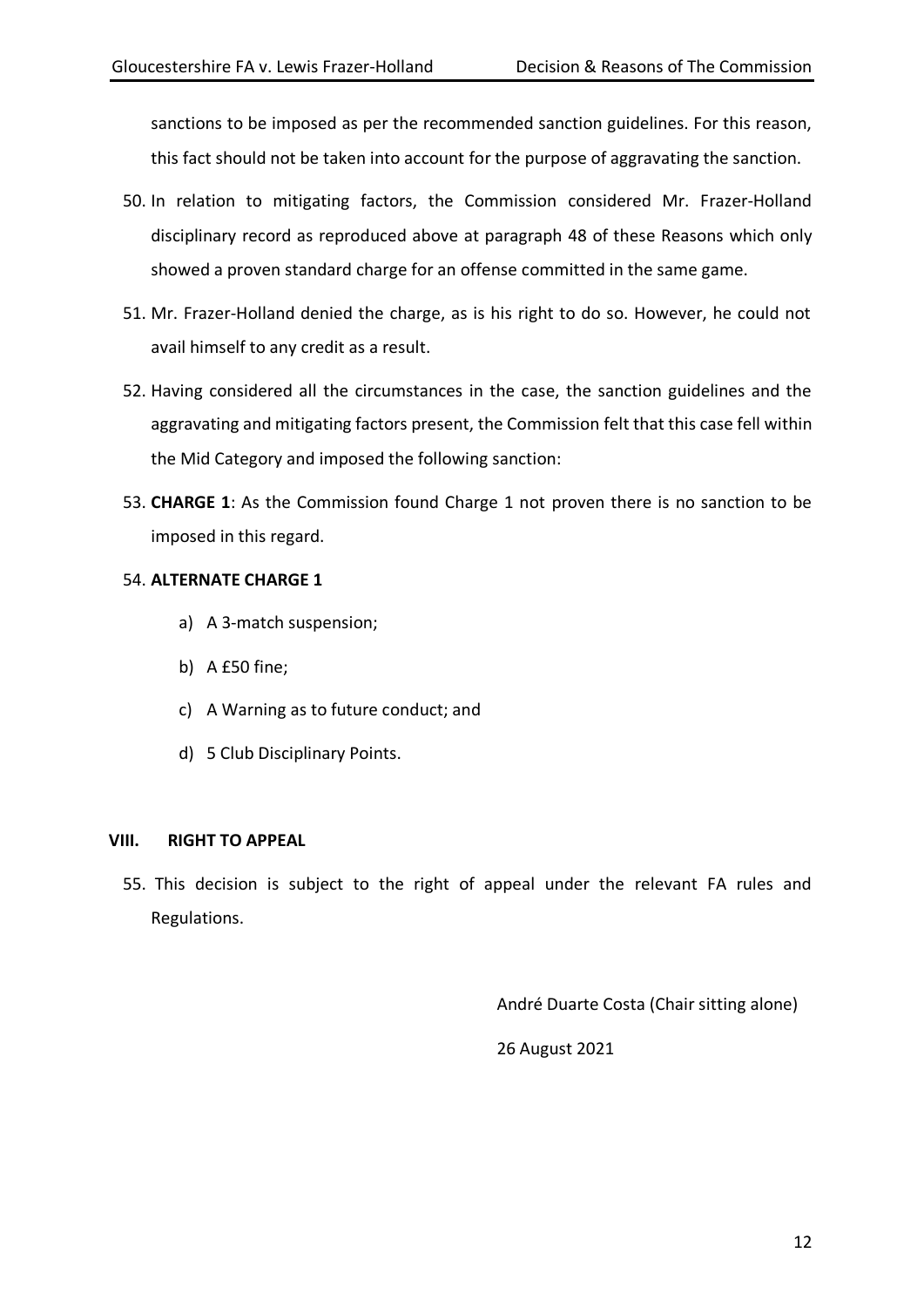sanctions to be imposed as per the recommended sanction guidelines. For this reason, this fact should not be taken into account for the purpose of aggravating the sanction.

50. In relation to mitigating factors, the Commission considered Mr. Frazer-Holland disciplinary record as reproduced above at paragraph 48 of these Reasons which only showed a proven standard charge for an offense committed in the same game.

51. Mr. Frazer-Holland denied the charge, as is his right to do so. However, he could not avail himself to any credit as a result.

52. Having considered all the circumstances in the case, the sanction guidelines and the aggravating and mitigating factors present, the Commission felt that this case fell within the Mid Category and imposed the following sanction:

53. **CHARGE 1**: As the Commission found Charge 1 not proven there is no sanction to be imposed in this regard.

54. **ALTERNATE CHARGE 1**

    a) A 3-match suspension;

    b) A £50 fine;

    c) A Warning as to future conduct; and

    d) 5 Club Disciplinary Points.

## VIII. RIGHT TO APPEAL

55. This decision is subject to the right of appeal under the relevant FA rules and Regulations.

André Duarte Costa (Chair sitting alone)

26 August 2021